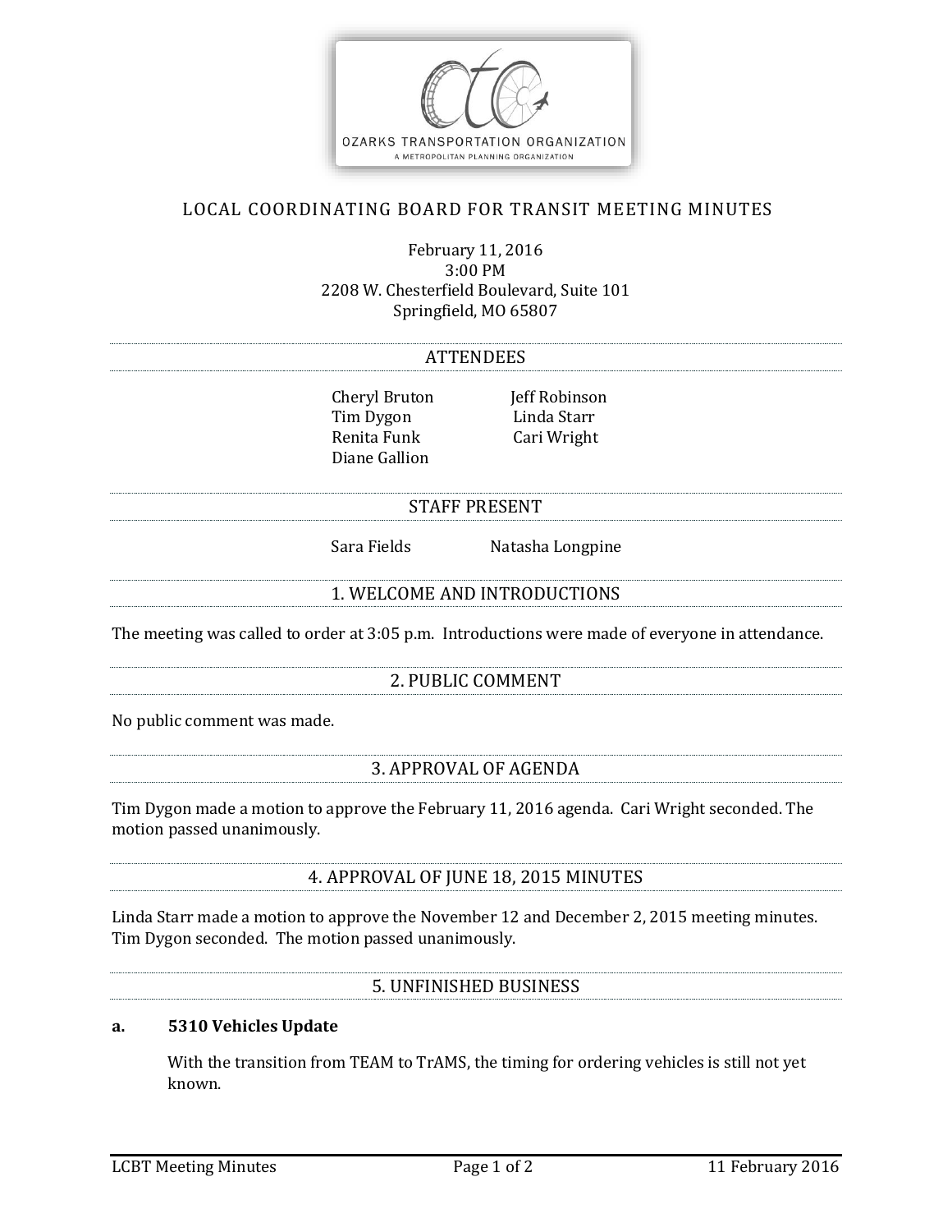# LOCAL COORDINATING BOARD FOR TRANSIT MEETING MINUTES

February 11, 2016
3:00 PM
2208 W. Chesterfield Boulevard, Suite 101
Springfield, MO 65807

## ATTENDEES

Cheryl Bruton
Tim Dygon
Renita Funk
Diane Gallion
Jeff Robinson
Linda Starr
Cari Wright

## STAFF PRESENT

Sara Fields
Natasha Longpine

## 1. WELCOME AND INTRODUCTIONS

The meeting was called to order at 3:05 p.m. Introductions were made of everyone in attendance.

## 2. PUBLIC COMMENT

No public comment was made.

## 3. APPROVAL OF AGENDA

Tim Dygon made a motion to approve the February 11, 2016 agenda. Cari Wright seconded. The motion passed unanimously.

## 4. APPROVAL OF JUNE 18, 2015 MINUTES

Linda Starr made a motion to approve the November 12 and December 2, 2015 meeting minutes. Tim Dygon seconded. The motion passed unanimously.

## 5. UNFINISHED BUSINESS

**a. 5310 Vehicles Update**

With the transition from TEAM to TrAMS, the timing for ordering vehicles is still not yet known.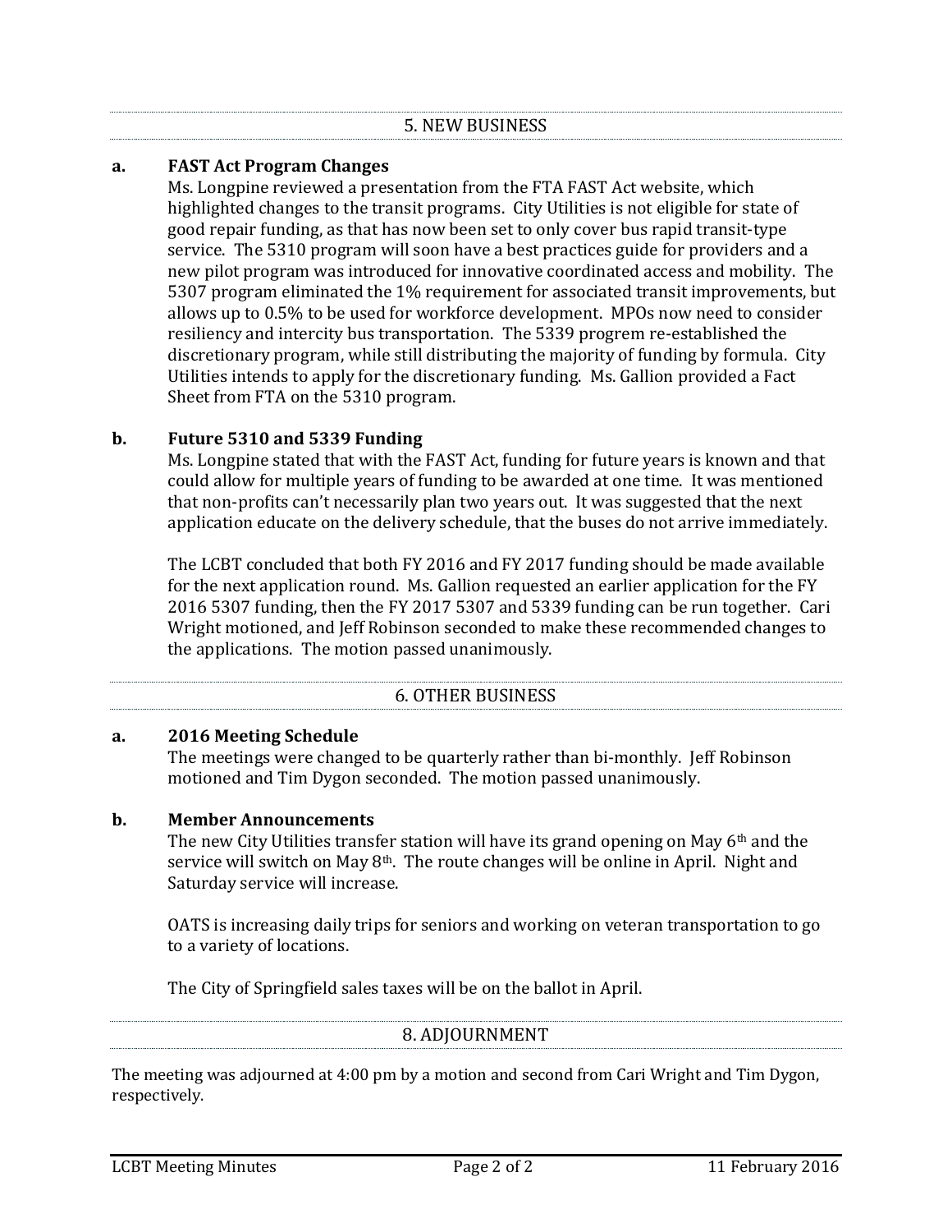## 5. NEW BUSINESS

**a. FAST Act Program Changes**

Ms. Longpine reviewed a presentation from the FTA FAST Act website, which highlighted changes to the transit programs. City Utilities is not eligible for state of good repair funding, as that has now been set to only cover bus rapid transit-type service. The 5310 program will soon have a best practices guide for providers and a new pilot program was introduced for innovative coordinated access and mobility. The 5307 program eliminated the 1% requirement for associated transit improvements, but allows up to 0.5% to be used for workforce development. MPOs now need to consider resiliency and intercity bus transportation. The 5339 progrem re-established the discretionary program, while still distributing the majority of funding by formula. City Utilities intends to apply for the discretionary funding. Ms. Gallion provided a Fact Sheet from FTA on the 5310 program.

**b. Future 5310 and 5339 Funding**

Ms. Longpine stated that with the FAST Act, funding for future years is known and that could allow for multiple years of funding to be awarded at one time. It was mentioned that non-profits can't necessarily plan two years out. It was suggested that the next application educate on the delivery schedule, that the buses do not arrive immediately.

The LCBT concluded that both FY 2016 and FY 2017 funding should be made available for the next application round. Ms. Gallion requested an earlier application for the FY 2016 5307 funding, then the FY 2017 5307 and 5339 funding can be run together. Cari Wright motioned, and Jeff Robinson seconded to make these recommended changes to the applications. The motion passed unanimously.

## 6. OTHER BUSINESS

**a. 2016 Meeting Schedule**

The meetings were changed to be quarterly rather than bi-monthly. Jeff Robinson motioned and Tim Dygon seconded. The motion passed unanimously.

**b. Member Announcements**

The new City Utilities transfer station will have its grand opening on May 6th and the service will switch on May 8th. The route changes will be online in April. Night and Saturday service will increase.

OATS is increasing daily trips for seniors and working on veteran transportation to go to a variety of locations.

The City of Springfield sales taxes will be on the ballot in April.

## 8. ADJOURNMENT

The meeting was adjourned at 4:00 pm by a motion and second from Cari Wright and Tim Dygon, respectively.